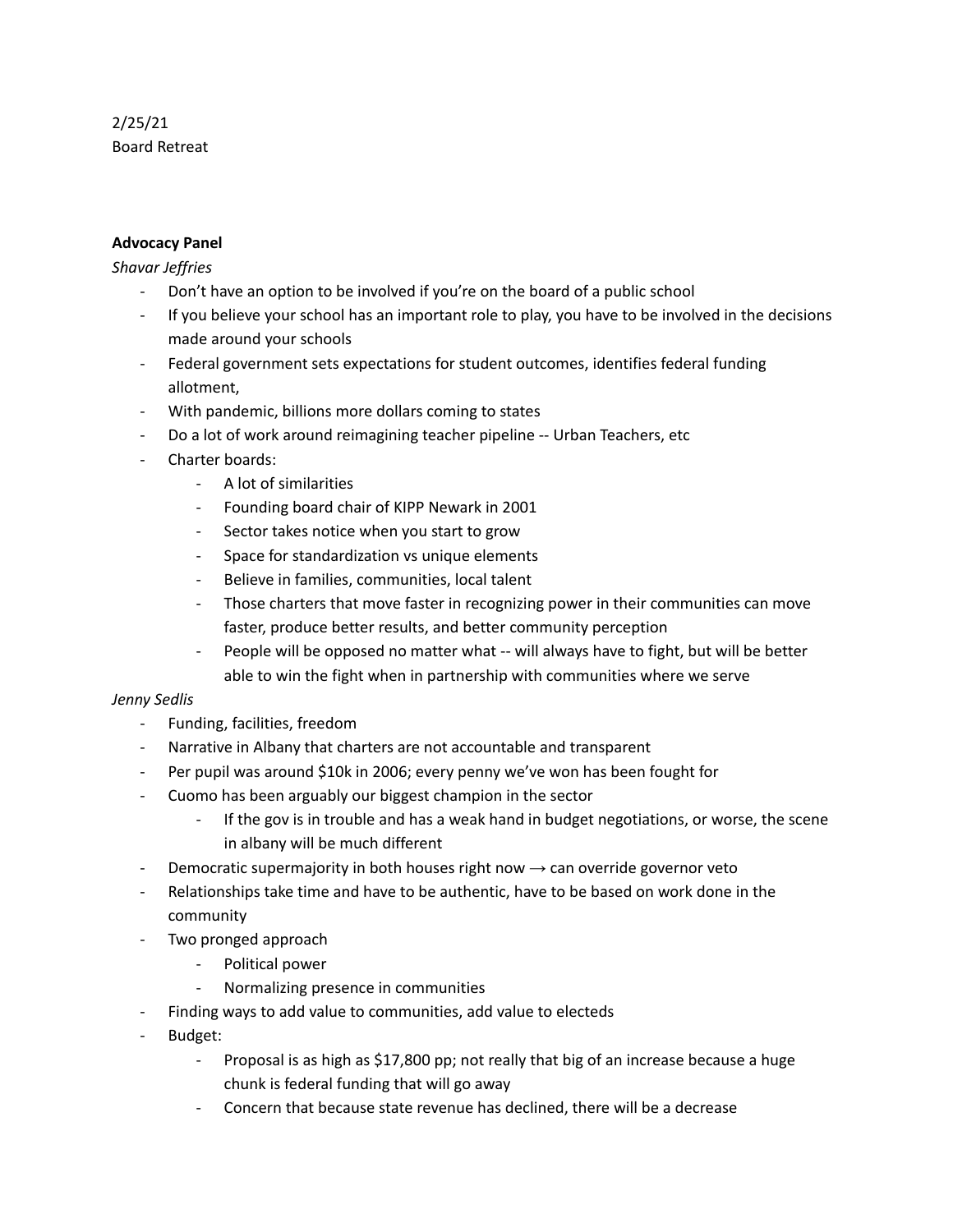2/25/21
Board Retreat

**Advocacy Panel**

*Shavar Jeffries*

- Don't have an option to be involved if you're on the board of a public school
- If you believe your school has an important role to play, you have to be involved in the decisions made around your schools
- Federal government sets expectations for student outcomes, identifies federal funding allotment,
- With pandemic, billions more dollars coming to states
- Do a lot of work around reimagining teacher pipeline -- Urban Teachers, etc
- Charter boards:
    - A lot of similarities
    - Founding board chair of KIPP Newark in 2001
    - Sector takes notice when you start to grow
    - Space for standardization vs unique elements
    - Believe in families, communities, local talent
    - Those charters that move faster in recognizing power in their communities can move faster, produce better results, and better community perception
    - People will be opposed no matter what -- will always have to fight, but will be better able to win the fight when in partnership with communities where we serve

*Jenny Sedlis*

- Funding, facilities, freedom
- Narrative in Albany that charters are not accountable and transparent
- Per pupil was around $10k in 2006; every penny we've won has been fought for
- Cuomo has been arguably our biggest champion in the sector
    - If the gov is in trouble and has a weak hand in budget negotiations, or worse, the scene in albany will be much different
- Democratic supermajority in both houses right now → can override governor veto
- Relationships take time and have to be authentic, have to be based on work done in the community
- Two pronged approach
    - Political power
    - Normalizing presence in communities
- Finding ways to add value to communities, add value to electeds
- Budget:
    - Proposal is as high as $17,800 pp; not really that big of an increase because a huge chunk is federal funding that will go away
    - Concern that because state revenue has declined, there will be a decrease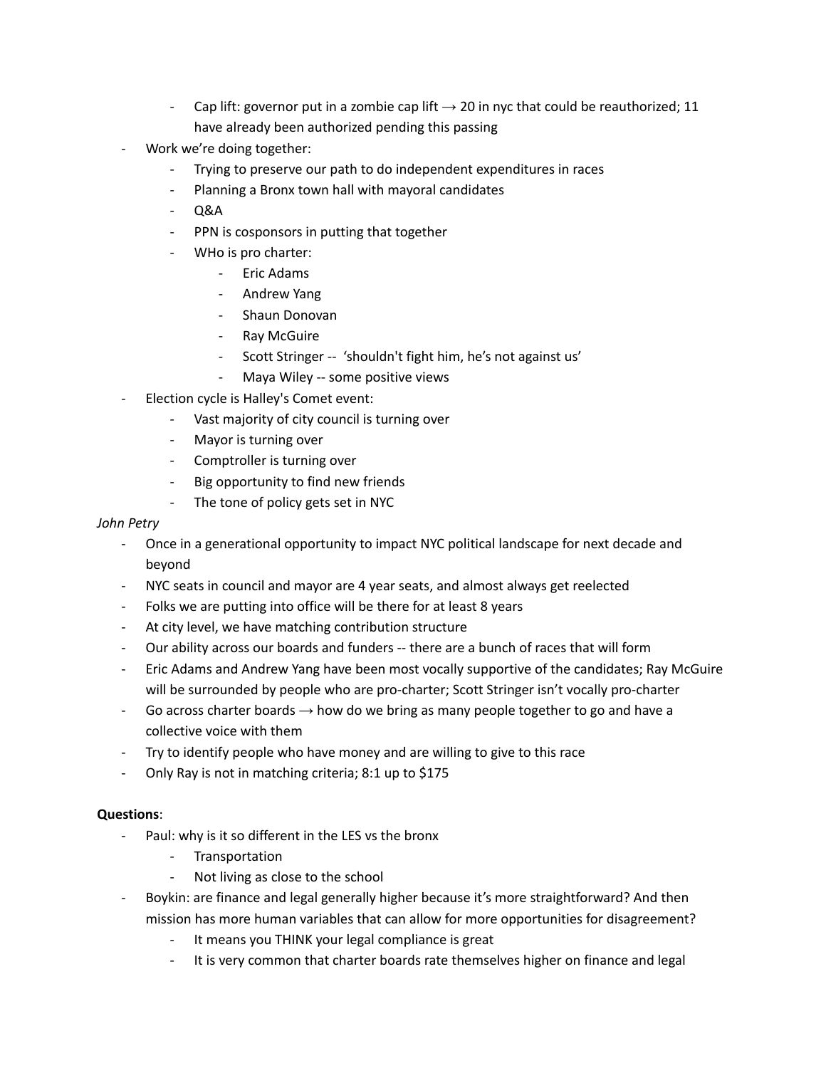- Cap lift: governor put in a zombie cap lift → 20 in nyc that could be reauthorized; 11 have already been authorized pending this passing
    - Work we're doing together:
        - Trying to preserve our path to do independent expenditures in races
        - Planning a Bronx town hall with mayoral candidates
        - Q&A
        - PPN is cosponsors in putting that together
        - WHo is pro charter:
            - Eric Adams
            - Andrew Yang
            - Shaun Donovan
            - Ray McGuire
            - Scott Stringer -- 'shouldn't fight him, he's not against us'
            - Maya Wiley -- some positive views
    - Election cycle is Halley's Comet event:
        - Vast majority of city council is turning over
        - Mayor is turning over
        - Comptroller is turning over
        - Big opportunity to find new friends
        - The tone of policy gets set in NYC

*John Petry*

- Once in a generational opportunity to impact NYC political landscape for next decade and beyond
- NYC seats in council and mayor are 4 year seats, and almost always get reelected
- Folks we are putting into office will be there for at least 8 years
- At city level, we have matching contribution structure
- Our ability across our boards and funders -- there are a bunch of races that will form
- Eric Adams and Andrew Yang have been most vocally supportive of the candidates; Ray McGuire will be surrounded by people who are pro-charter; Scott Stringer isn't vocally pro-charter
- Go across charter boards → how do we bring as many people together to go and have a collective voice with them
- Try to identify people who have money and are willing to give to this race
- Only Ray is not in matching criteria; 8:1 up to $175

**Questions**:

- Paul: why is it so different in the LES vs the bronx
    - Transportation
    - Not living as close to the school
- Boykin: are finance and legal generally higher because it's more straightforward? And then mission has more human variables that can allow for more opportunities for disagreement?
    - It means you THINK your legal compliance is great
    - It is very common that charter boards rate themselves higher on finance and legal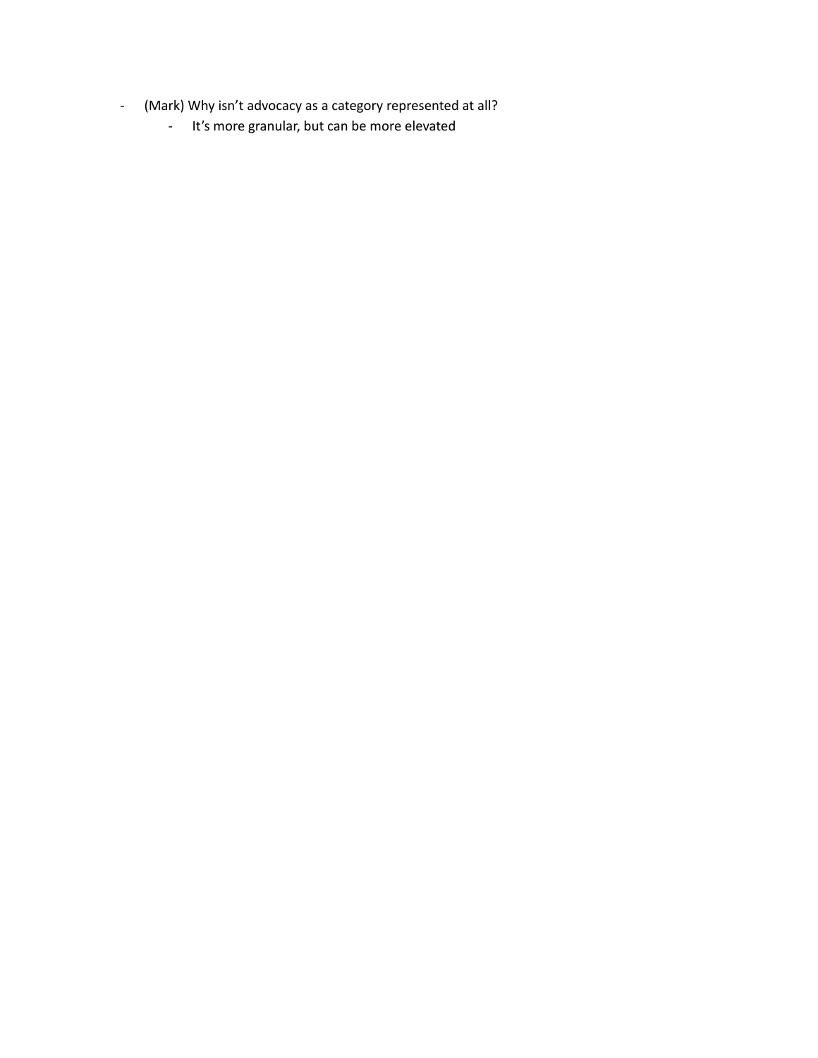- (Mark) Why isn't advocacy as a category represented at all?
    - It's more granular, but can be more elevated